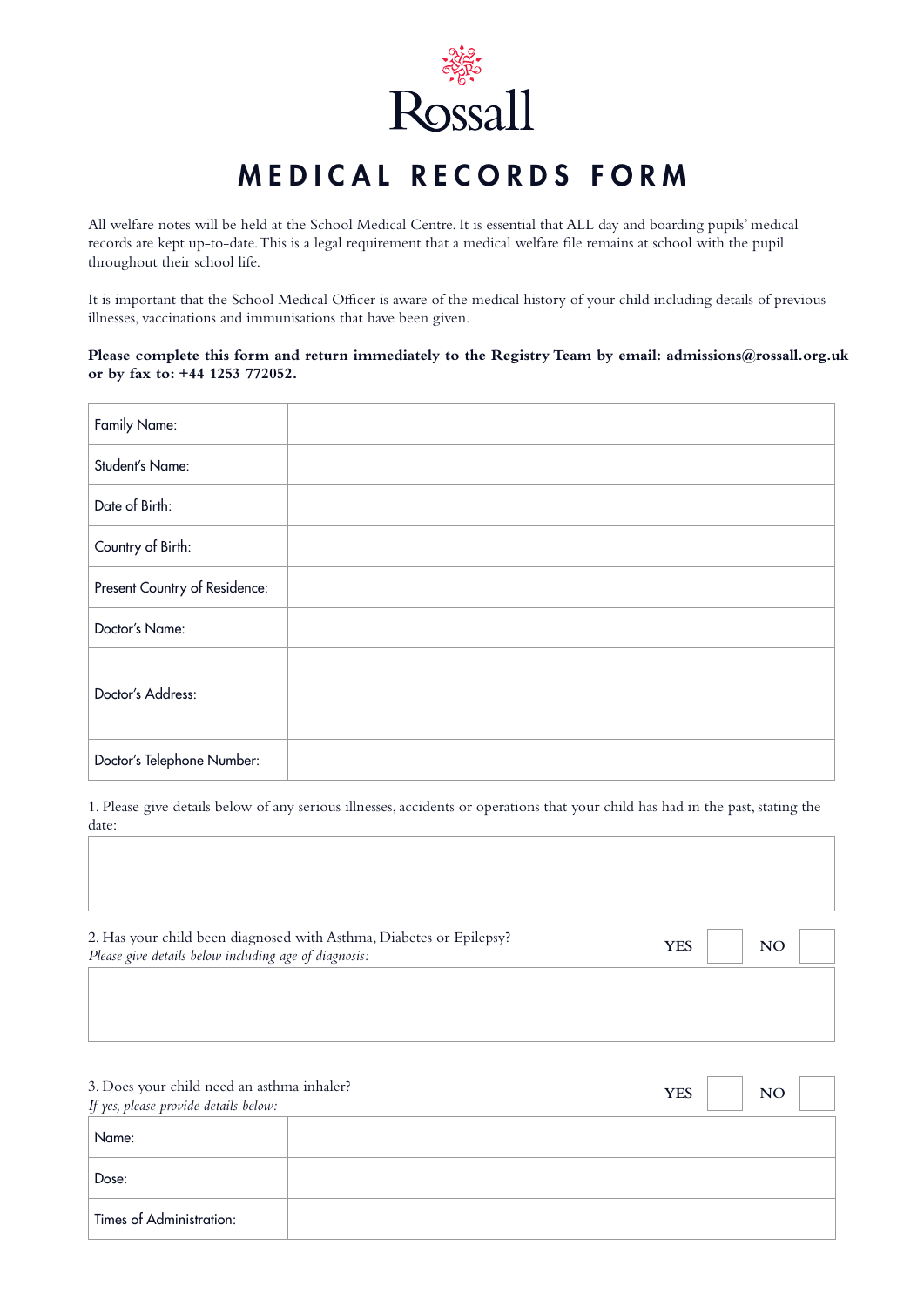Rossall

# MEDICAL RECORDS FORM

All welfare notes will be held at the School Medical Centre. It is essential that ALL day and boarding pupils' medical records are kept up-to-date. This is a legal requirement that a medical welfare file remains at school with the pupil throughout their school life.

It is important that the School Medical Officer is aware of the medical history of your child including details of previous illnesses, vaccinations and immunisations that have been given.

**Please complete this form and return immediately to the Registry Team by email: admissions@rossall.org.uk or by fax to: +44 1253 772052.**

| | |
|---|---|
| Family Name: | |
| Student's Name: | |
| Date of Birth: | |
| Country of Birth: | |
| Present Country of Residence: | |
| Doctor's Name: | |
| Doctor's Address: | |
| Doctor's Telephone Number: | |

1. Please give details below of any serious illnesses, accidents or operations that your child has had in the past, stating the date:

2. Has your child been diagnosed with Asthma, Diabetes or Epilepsy? YES ☐ NO ☐
*Please give details below including age of diagnosis:*

3. Does your child need an asthma inhaler? YES ☐ NO ☐
*If yes, please provide details below:*

| | |
|---|---|
| Name: | |
| Dose: | |
| Times of Administration: | |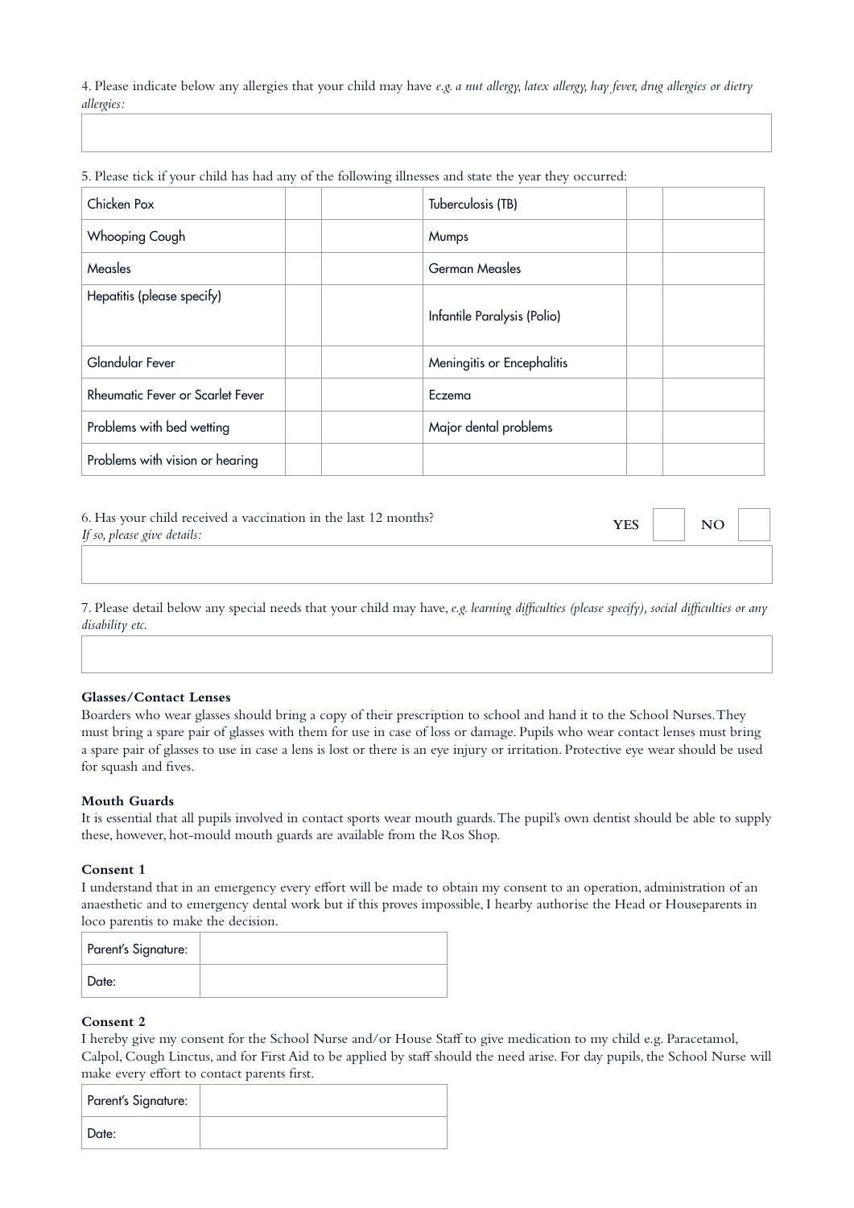4. Please indicate below any allergies that your child may have *e.g. a nut allergy, latex allergy, hay fever, drug allergies or dietry allergies:*

| |
|---|
| |

5. Please tick if your child has had any of the following illnesses and state the year they occurred:

| | | | | | |
|---|---|---|---|---|---|
| Chicken Pox | | | Tuberculosis (TB) | | |
| Whooping Cough | | | Mumps | | |
| Measles | | | German Measles | | |
| Hepatitis (please specify) | | | Infantile Paralysis (Polio) | | |
| Glandular Fever | | | Meningitis or Encephalitis | | |
| Rheumatic Fever or Scarlet Fever | | | Eczema | | |
| Problems with bed wetting | | | Major dental problems | | |
| Problems with vision or hearing | | | | | |

6. Has your child received a vaccination in the last 12 months? **YES** ☐ **NO** ☐
*If so, please give details:*

| |
|---|
| |

7. Please detail below any special needs that your child may have, *e.g. learning difficulties (please specify), social difficulties or any disability etc.*

| |
|---|
| |

**Glasses/Contact Lenses**

Boarders who wear glasses should bring a copy of their prescription to school and hand it to the School Nurses. They must bring a spare pair of glasses with them for use in case of loss or damage. Pupils who wear contact lenses must bring a spare pair of glasses to use in case a lens is lost or there is an eye injury or irritation. Protective eye wear should be used for squash and fives.

**Mouth Guards**

It is essential that all pupils involved in contact sports wear mouth guards. The pupil's own dentist should be able to supply these, however, hot-mould mouth guards are available from the Ros Shop.

**Consent 1**

I understand that in an emergency every effort will be made to obtain my consent to an operation, administration of an anaesthetic and to emergency dental work but if this proves impossible, I hearby authorise the Head or Houseparents in loco parentis to make the decision.

| | |
|---|---|
| Parent's Signature: | |
| Date: | |

**Consent 2**

I hereby give my consent for the School Nurse and/or House Staff to give medication to my child e.g. Paracetamol, Calpol, Cough Linctus, and for First Aid to be applied by staff should the need arise. For day pupils, the School Nurse will make every effort to contact parents first.

| | |
|---|---|
| Parent's Signature: | |
| Date: | |